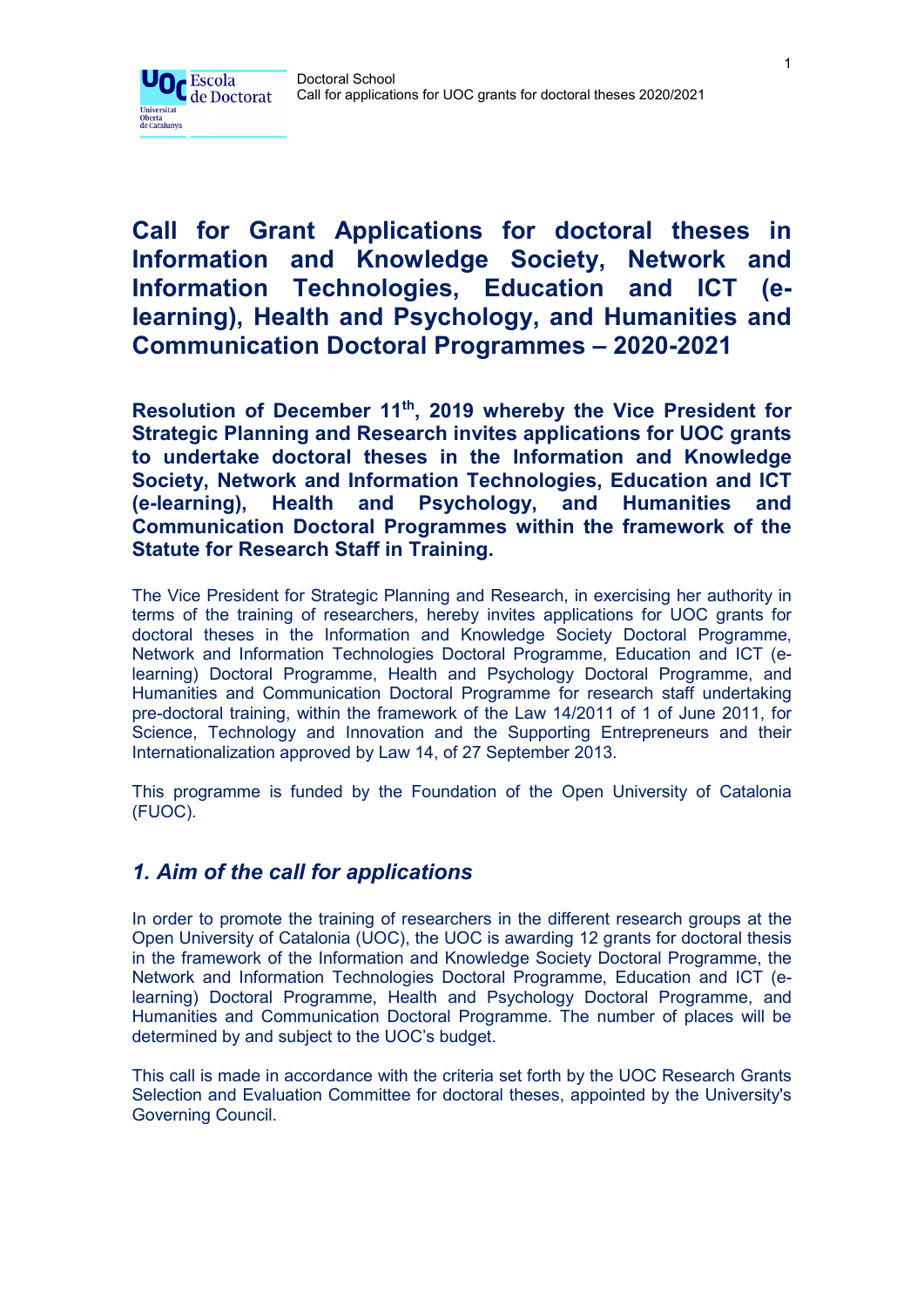# Call for Grant Applications for doctoral theses in Information and Knowledge Society, Network and Information Technologies, Education and ICT (e-learning), Health and Psychology, and Humanities and Communication Doctoral Programmes – 2020-2021

**Resolution of December 11th, 2019 whereby the Vice President for Strategic Planning and Research invites applications for UOC grants to undertake doctoral theses in the Information and Knowledge Society, Network and Information Technologies, Education and ICT (e-learning), Health and Psychology, and Humanities and Communication Doctoral Programmes within the framework of the Statute for Research Staff in Training.**

The Vice President for Strategic Planning and Research, in exercising her authority in terms of the training of researchers, hereby invites applications for UOC grants for doctoral theses in the Information and Knowledge Society Doctoral Programme, Network and Information Technologies Doctoral Programme, Education and ICT (e-learning) Doctoral Programme, Health and Psychology Doctoral Programme, and Humanities and Communication Doctoral Programme for research staff undertaking pre-doctoral training, within the framework of the Law 14/2011 of 1 of June 2011, for Science, Technology and Innovation and the Supporting Entrepreneurs and their Internationalization approved by Law 14, of 27 September 2013.

This programme is funded by the Foundation of the Open University of Catalonia (FUOC).

## *1. Aim of the call for applications*

In order to promote the training of researchers in the different research groups at the Open University of Catalonia (UOC), the UOC is awarding 12 grants for doctoral thesis in the framework of the Information and Knowledge Society Doctoral Programme, the Network and Information Technologies Doctoral Programme, Education and ICT (e-learning) Doctoral Programme, Health and Psychology Doctoral Programme, and Humanities and Communication Doctoral Programme. The number of places will be determined by and subject to the UOC's budget.

This call is made in accordance with the criteria set forth by the UOC Research Grants Selection and Evaluation Committee for doctoral theses, appointed by the University's Governing Council.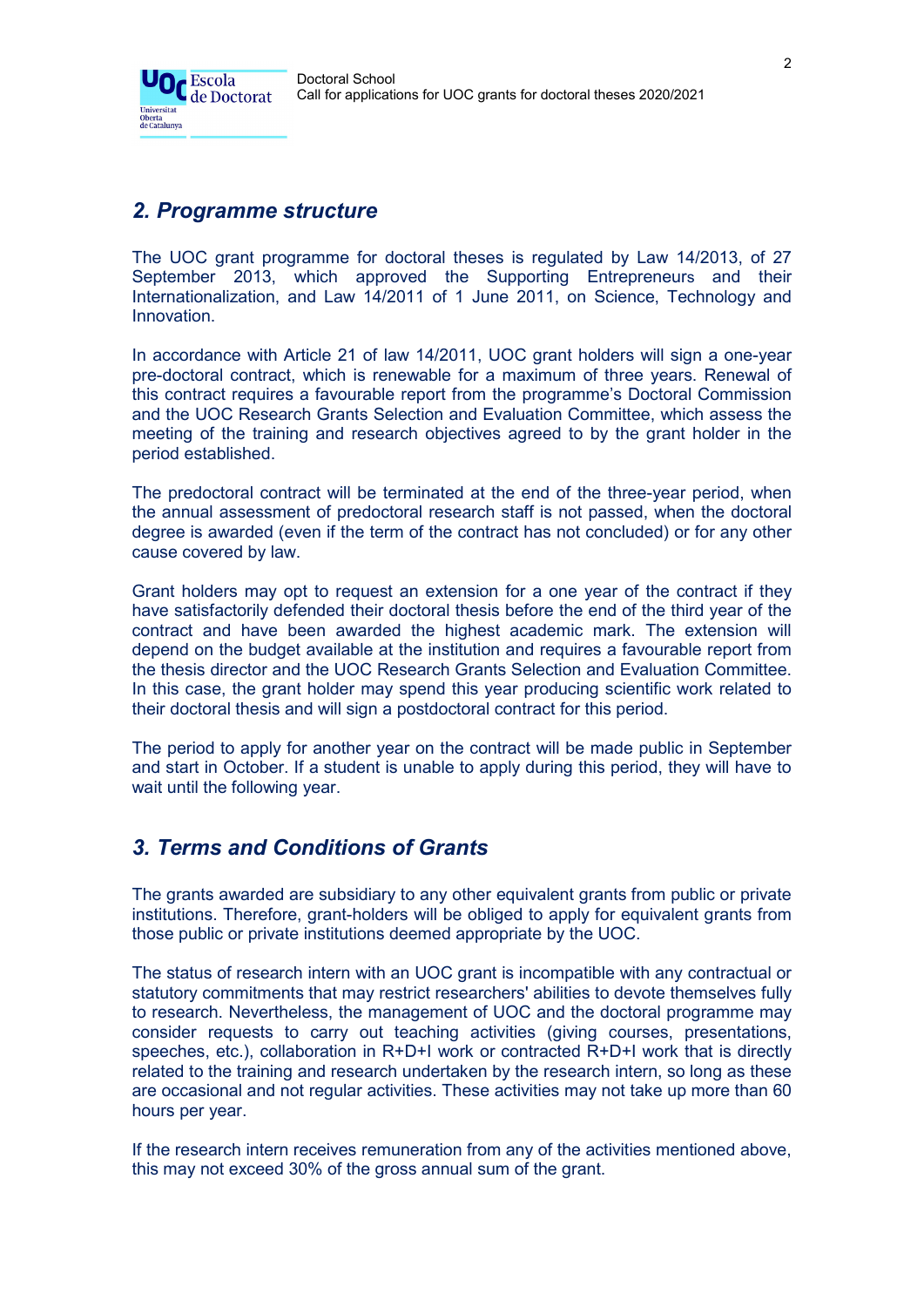## *2. Programme structure*

The UOC grant programme for doctoral theses is regulated by Law 14/2013, of 27 September 2013, which approved the Supporting Entrepreneurs and their Internationalization, and Law 14/2011 of 1 June 2011, on Science, Technology and Innovation.

In accordance with Article 21 of law 14/2011, UOC grant holders will sign a one-year pre-doctoral contract, which is renewable for a maximum of three years. Renewal of this contract requires a favourable report from the programme's Doctoral Commission and the UOC Research Grants Selection and Evaluation Committee, which assess the meeting of the training and research objectives agreed to by the grant holder in the period established.

The predoctoral contract will be terminated at the end of the three-year period, when the annual assessment of predoctoral research staff is not passed, when the doctoral degree is awarded (even if the term of the contract has not concluded) or for any other cause covered by law.

Grant holders may opt to request an extension for a one year of the contract if they have satisfactorily defended their doctoral thesis before the end of the third year of the contract and have been awarded the highest academic mark. The extension will depend on the budget available at the institution and requires a favourable report from the thesis director and the UOC Research Grants Selection and Evaluation Committee. In this case, the grant holder may spend this year producing scientific work related to their doctoral thesis and will sign a postdoctoral contract for this period.

The period to apply for another year on the contract will be made public in September and start in October. If a student is unable to apply during this period, they will have to wait until the following year.

## *3. Terms and Conditions of Grants*

The grants awarded are subsidiary to any other equivalent grants from public or private institutions. Therefore, grant-holders will be obliged to apply for equivalent grants from those public or private institutions deemed appropriate by the UOC.

The status of research intern with an UOC grant is incompatible with any contractual or statutory commitments that may restrict researchers' abilities to devote themselves fully to research. Nevertheless, the management of UOC and the doctoral programme may consider requests to carry out teaching activities (giving courses, presentations, speeches, etc.), collaboration in R+D+I work or contracted R+D+I work that is directly related to the training and research undertaken by the research intern, so long as these are occasional and not regular activities. These activities may not take up more than 60 hours per year.

If the research intern receives remuneration from any of the activities mentioned above, this may not exceed 30% of the gross annual sum of the grant.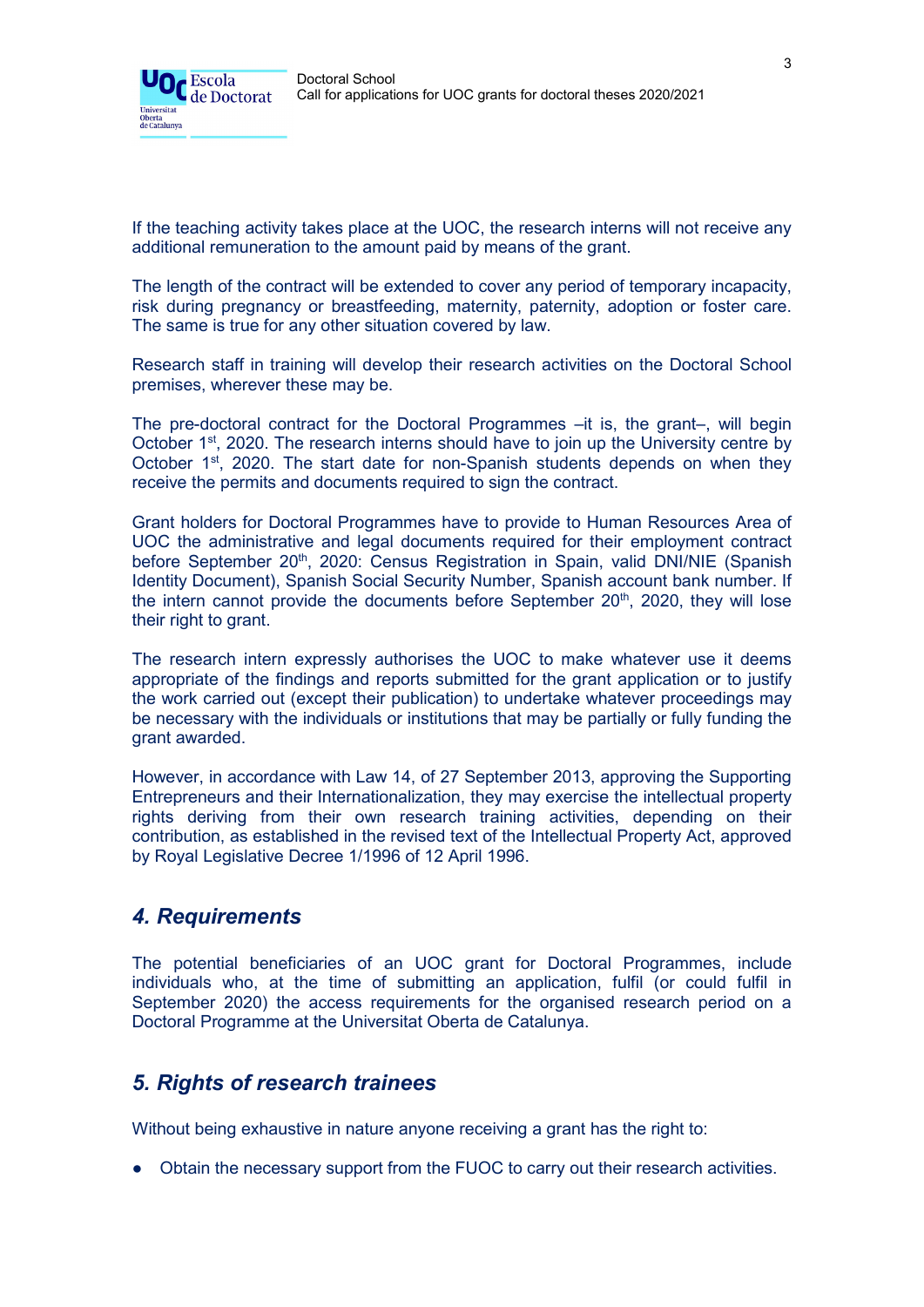If the teaching activity takes place at the UOC, the research interns will not receive any additional remuneration to the amount paid by means of the grant.

The length of the contract will be extended to cover any period of temporary incapacity, risk during pregnancy or breastfeeding, maternity, paternity, adoption or foster care. The same is true for any other situation covered by law.

Research staff in training will develop their research activities on the Doctoral School premises, wherever these may be.

The pre-doctoral contract for the Doctoral Programmes –it is, the grant–, will begin October 1st, 2020. The research interns should have to join up the University centre by October 1st, 2020. The start date for non-Spanish students depends on when they receive the permits and documents required to sign the contract.

Grant holders for Doctoral Programmes have to provide to Human Resources Area of UOC the administrative and legal documents required for their employment contract before September 20th, 2020: Census Registration in Spain, valid DNI/NIE (Spanish Identity Document), Spanish Social Security Number, Spanish account bank number. If the intern cannot provide the documents before September 20th, 2020, they will lose their right to grant.

The research intern expressly authorises the UOC to make whatever use it deems appropriate of the findings and reports submitted for the grant application or to justify the work carried out (except their publication) to undertake whatever proceedings may be necessary with the individuals or institutions that may be partially or fully funding the grant awarded.

However, in accordance with Law 14, of 27 September 2013, approving the Supporting Entrepreneurs and their Internationalization, they may exercise the intellectual property rights deriving from their own research training activities, depending on their contribution, as established in the revised text of the Intellectual Property Act, approved by Royal Legislative Decree 1/1996 of 12 April 1996.

## *4. Requirements*

The potential beneficiaries of an UOC grant for Doctoral Programmes, include individuals who, at the time of submitting an application, fulfil (or could fulfil in September 2020) the access requirements for the organised research period on a Doctoral Programme at the Universitat Oberta de Catalunya.

## *5. Rights of research trainees*

Without being exhaustive in nature anyone receiving a grant has the right to:

- Obtain the necessary support from the FUOC to carry out their research activities.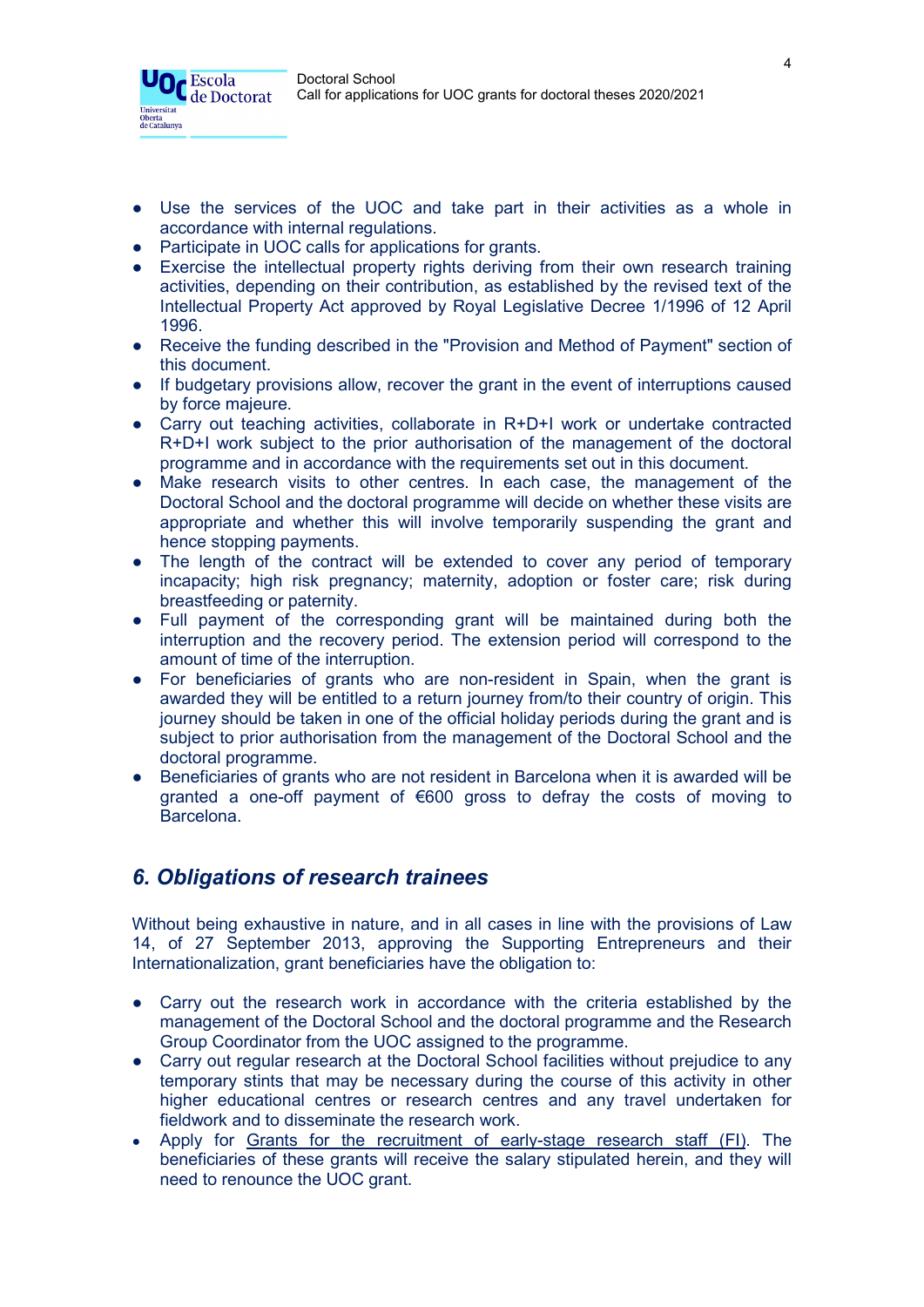- Use the services of the UOC and take part in their activities as a whole in accordance with internal regulations.
- Participate in UOC calls for applications for grants.
- Exercise the intellectual property rights deriving from their own research training activities, depending on their contribution, as established by the revised text of the Intellectual Property Act approved by Royal Legislative Decree 1/1996 of 12 April 1996.
- Receive the funding described in the "Provision and Method of Payment" section of this document.
- If budgetary provisions allow, recover the grant in the event of interruptions caused by force majeure.
- Carry out teaching activities, collaborate in R+D+I work or undertake contracted R+D+I work subject to the prior authorisation of the management of the doctoral programme and in accordance with the requirements set out in this document.
- Make research visits to other centres. In each case, the management of the Doctoral School and the doctoral programme will decide on whether these visits are appropriate and whether this will involve temporarily suspending the grant and hence stopping payments.
- The length of the contract will be extended to cover any period of temporary incapacity; high risk pregnancy; maternity, adoption or foster care; risk during breastfeeding or paternity.
- Full payment of the corresponding grant will be maintained during both the interruption and the recovery period. The extension period will correspond to the amount of time of the interruption.
- For beneficiaries of grants who are non-resident in Spain, when the grant is awarded they will be entitled to a return journey from/to their country of origin. This journey should be taken in one of the official holiday periods during the grant and is subject to prior authorisation from the management of the Doctoral School and the doctoral programme.
- Beneficiaries of grants who are not resident in Barcelona when it is awarded will be granted a one-off payment of €600 gross to defray the costs of moving to Barcelona.

## *6. Obligations of research trainees*

Without being exhaustive in nature, and in all cases in line with the provisions of Law 14, of 27 September 2013, approving the Supporting Entrepreneurs and their Internationalization, grant beneficiaries have the obligation to:

- Carry out the research work in accordance with the criteria established by the management of the Doctoral School and the doctoral programme and the Research Group Coordinator from the UOC assigned to the programme.
- Carry out regular research at the Doctoral School facilities without prejudice to any temporary stints that may be necessary during the course of this activity in other higher educational centres or research centres and any travel undertaken for fieldwork and to disseminate the research work.
- Apply for Grants for the recruitment of early-stage research staff (FI). The beneficiaries of these grants will receive the salary stipulated herein, and they will need to renounce the UOC grant.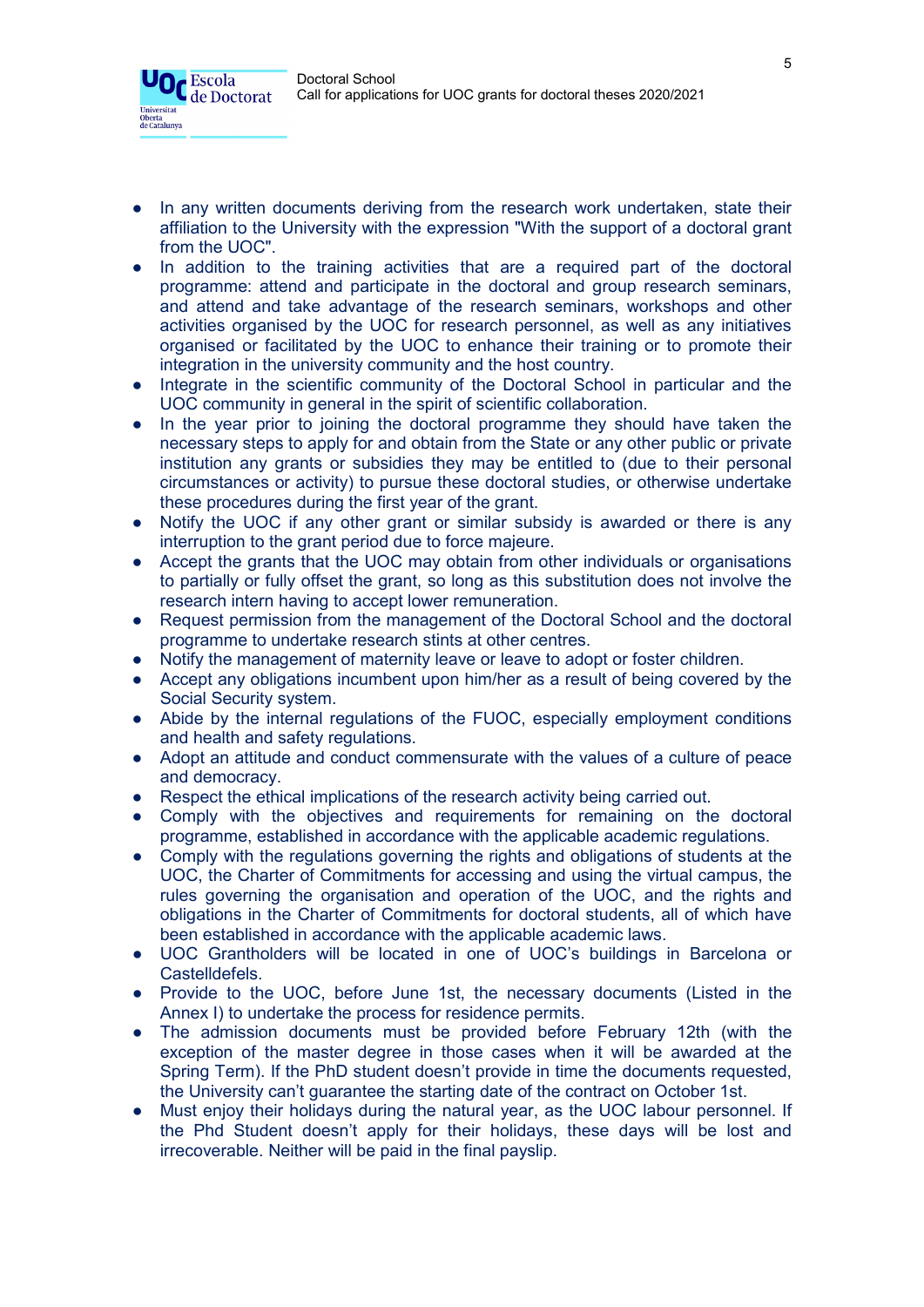- In any written documents deriving from the research work undertaken, state their affiliation to the University with the expression "With the support of a doctoral grant from the UOC".
- In addition to the training activities that are a required part of the doctoral programme: attend and participate in the doctoral and group research seminars, and attend and take advantage of the research seminars, workshops and other activities organised by the UOC for research personnel, as well as any initiatives organised or facilitated by the UOC to enhance their training or to promote their integration in the university community and the host country.
- Integrate in the scientific community of the Doctoral School in particular and the UOC community in general in the spirit of scientific collaboration.
- In the year prior to joining the doctoral programme they should have taken the necessary steps to apply for and obtain from the State or any other public or private institution any grants or subsidies they may be entitled to (due to their personal circumstances or activity) to pursue these doctoral studies, or otherwise undertake these procedures during the first year of the grant.
- Notify the UOC if any other grant or similar subsidy is awarded or there is any interruption to the grant period due to force majeure.
- Accept the grants that the UOC may obtain from other individuals or organisations to partially or fully offset the grant, so long as this substitution does not involve the research intern having to accept lower remuneration.
- Request permission from the management of the Doctoral School and the doctoral programme to undertake research stints at other centres.
- Notify the management of maternity leave or leave to adopt or foster children.
- Accept any obligations incumbent upon him/her as a result of being covered by the Social Security system.
- Abide by the internal regulations of the FUOC, especially employment conditions and health and safety regulations.
- Adopt an attitude and conduct commensurate with the values of a culture of peace and democracy.
- Respect the ethical implications of the research activity being carried out.
- Comply with the objectives and requirements for remaining on the doctoral programme, established in accordance with the applicable academic regulations.
- Comply with the regulations governing the rights and obligations of students at the UOC, the Charter of Commitments for accessing and using the virtual campus, the rules governing the organisation and operation of the UOC, and the rights and obligations in the Charter of Commitments for doctoral students, all of which have been established in accordance with the applicable academic laws.
- UOC Grantholders will be located in one of UOC's buildings in Barcelona or Castelldefels.
- Provide to the UOC, before June 1st, the necessary documents (Listed in the Annex I) to undertake the process for residence permits.
- The admission documents must be provided before February 12th (with the exception of the master degree in those cases when it will be awarded at the Spring Term). If the PhD student doesn't provide in time the documents requested, the University can't guarantee the starting date of the contract on October 1st.
- Must enjoy their holidays during the natural year, as the UOC labour personnel. If the Phd Student doesn't apply for their holidays, these days will be lost and irrecoverable. Neither will be paid in the final payslip.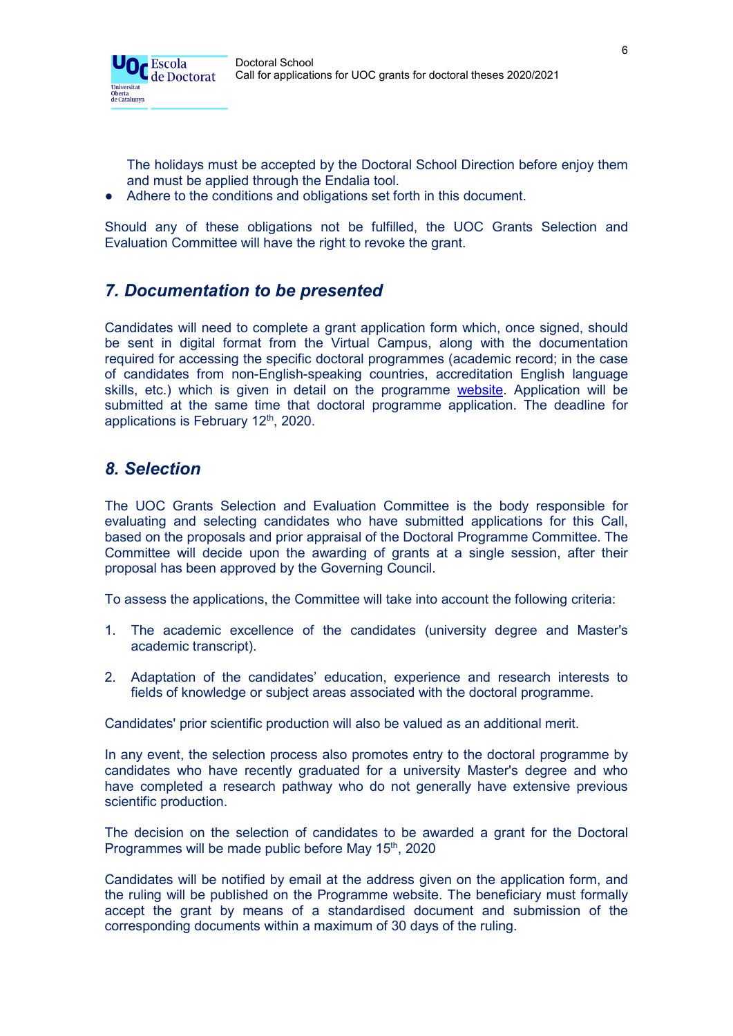The holidays must be accepted by the Doctoral School Direction before enjoy them and must be applied through the Endalia tool.

- Adhere to the conditions and obligations set forth in this document.

Should any of these obligations not be fulfilled, the UOC Grants Selection and Evaluation Committee will have the right to revoke the grant.

## *7. Documentation to be presented*

Candidates will need to complete a grant application form which, once signed, should be sent in digital format from the Virtual Campus, along with the documentation required for accessing the specific doctoral programmes (academic record; in the case of candidates from non-English-speaking countries, accreditation English language skills, etc.) which is given in detail on the programme website. Application will be submitted at the same time that doctoral programme application. The deadline for applications is February 12th, 2020.

## *8. Selection*

The UOC Grants Selection and Evaluation Committee is the body responsible for evaluating and selecting candidates who have submitted applications for this Call, based on the proposals and prior appraisal of the Doctoral Programme Committee. The Committee will decide upon the awarding of grants at a single session, after their proposal has been approved by the Governing Council.

To assess the applications, the Committee will take into account the following criteria:

1. The academic excellence of the candidates (university degree and Master's academic transcript).

2. Adaptation of the candidates' education, experience and research interests to fields of knowledge or subject areas associated with the doctoral programme.

Candidates' prior scientific production will also be valued as an additional merit.

In any event, the selection process also promotes entry to the doctoral programme by candidates who have recently graduated for a university Master's degree and who have completed a research pathway who do not generally have extensive previous scientific production.

The decision on the selection of candidates to be awarded a grant for the Doctoral Programmes will be made public before May 15th, 2020

Candidates will be notified by email at the address given on the application form, and the ruling will be published on the Programme website. The beneficiary must formally accept the grant by means of a standardised document and submission of the corresponding documents within a maximum of 30 days of the ruling.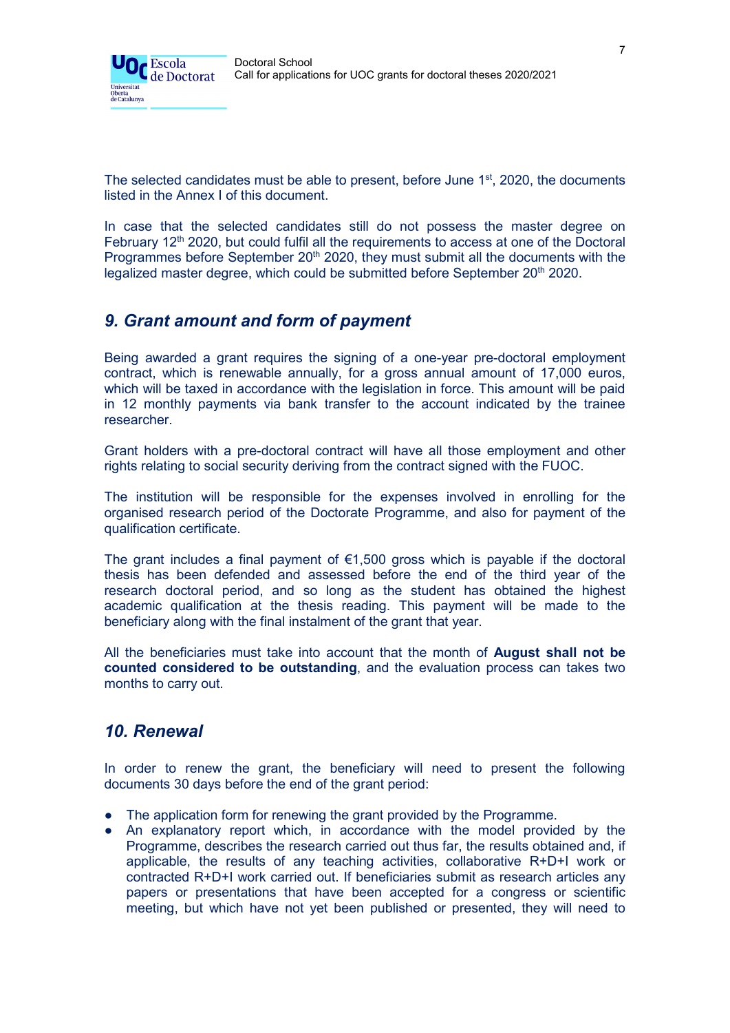The selected candidates must be able to present, before June 1st, 2020, the documents listed in the Annex I of this document.

In case that the selected candidates still do not possess the master degree on February 12th 2020, but could fulfil all the requirements to access at one of the Doctoral Programmes before September 20th 2020, they must submit all the documents with the legalized master degree, which could be submitted before September 20th 2020.

## *9. Grant amount and form of payment*

Being awarded a grant requires the signing of a one-year pre-doctoral employment contract, which is renewable annually, for a gross annual amount of 17,000 euros, which will be taxed in accordance with the legislation in force. This amount will be paid in 12 monthly payments via bank transfer to the account indicated by the trainee researcher.

Grant holders with a pre-doctoral contract will have all those employment and other rights relating to social security deriving from the contract signed with the FUOC.

The institution will be responsible for the expenses involved in enrolling for the organised research period of the Doctorate Programme, and also for payment of the qualification certificate.

The grant includes a final payment of €1,500 gross which is payable if the doctoral thesis has been defended and assessed before the end of the third year of the research doctoral period, and so long as the student has obtained the highest academic qualification at the thesis reading. This payment will be made to the beneficiary along with the final instalment of the grant that year.

All the beneficiaries must take into account that the month of **August shall not be counted considered to be outstanding**, and the evaluation process can takes two months to carry out.

## *10. Renewal*

In order to renew the grant, the beneficiary will need to present the following documents 30 days before the end of the grant period:

- The application form for renewing the grant provided by the Programme.
- An explanatory report which, in accordance with the model provided by the Programme, describes the research carried out thus far, the results obtained and, if applicable, the results of any teaching activities, collaborative R+D+I work or contracted R+D+I work carried out. If beneficiaries submit as research articles any papers or presentations that have been accepted for a congress or scientific meeting, but which have not yet been published or presented, they will need to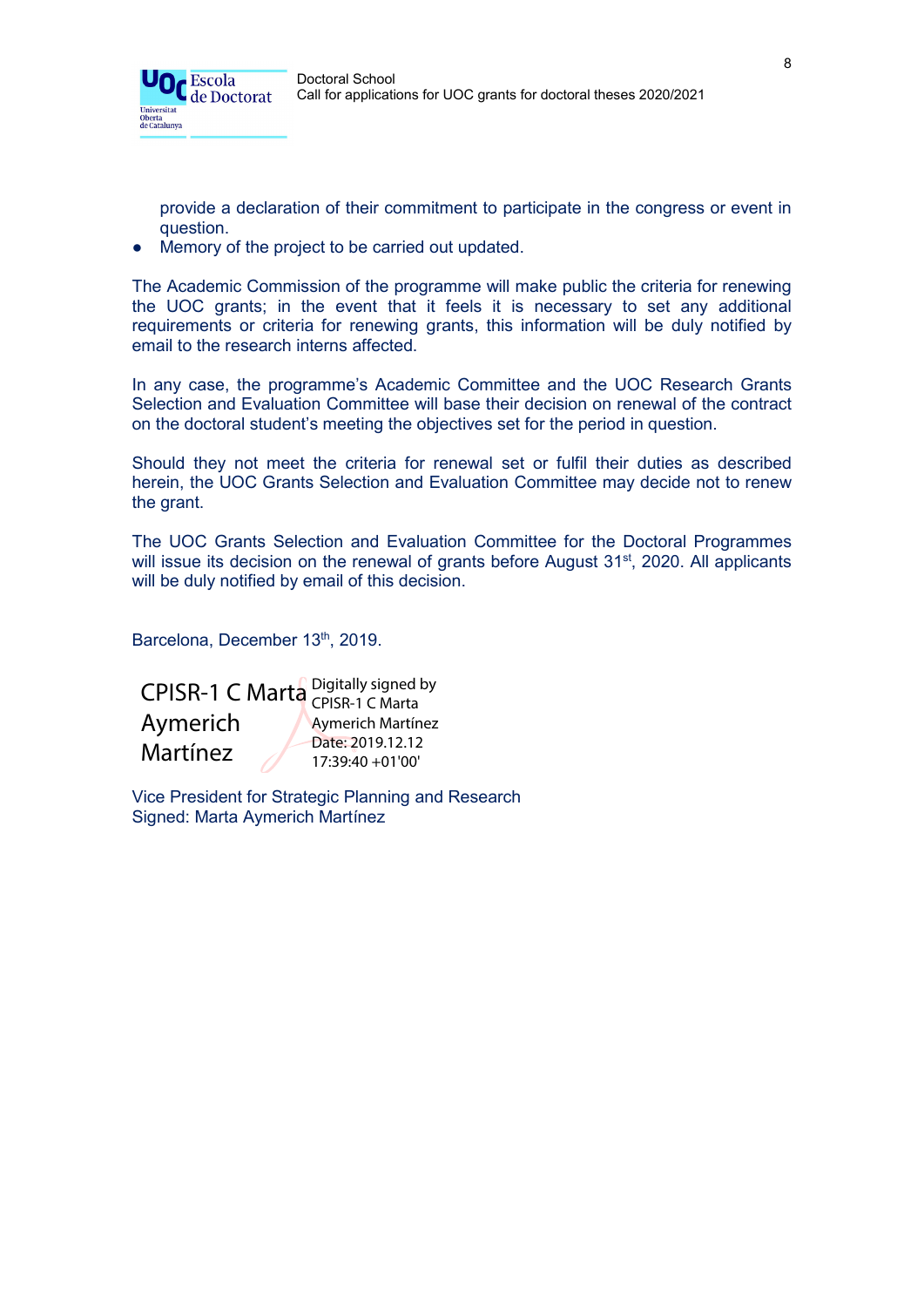provide a declaration of their commitment to participate in the congress or event in question.

- Memory of the project to be carried out updated.

The Academic Commission of the programme will make public the criteria for renewing the UOC grants; in the event that it feels it is necessary to set any additional requirements or criteria for renewing grants, this information will be duly notified by email to the research interns affected.

In any case, the programme's Academic Committee and the UOC Research Grants Selection and Evaluation Committee will base their decision on renewal of the contract on the doctoral student's meeting the objectives set for the period in question.

Should they not meet the criteria for renewal set or fulfil their duties as described herein, the UOC Grants Selection and Evaluation Committee may decide not to renew the grant.

The UOC Grants Selection and Evaluation Committee for the Doctoral Programmes will issue its decision on the renewal of grants before August 31st, 2020. All applicants will be duly notified by email of this decision.

Barcelona, December 13th, 2019.

CPISR-1 C Marta Aymerich Martínez

Digitally signed by CPISR-1 C Marta Aymerich Martínez
Date: 2019.12.12 17:39:40 +01'00'

Vice President for Strategic Planning and Research
Signed: Marta Aymerich Martínez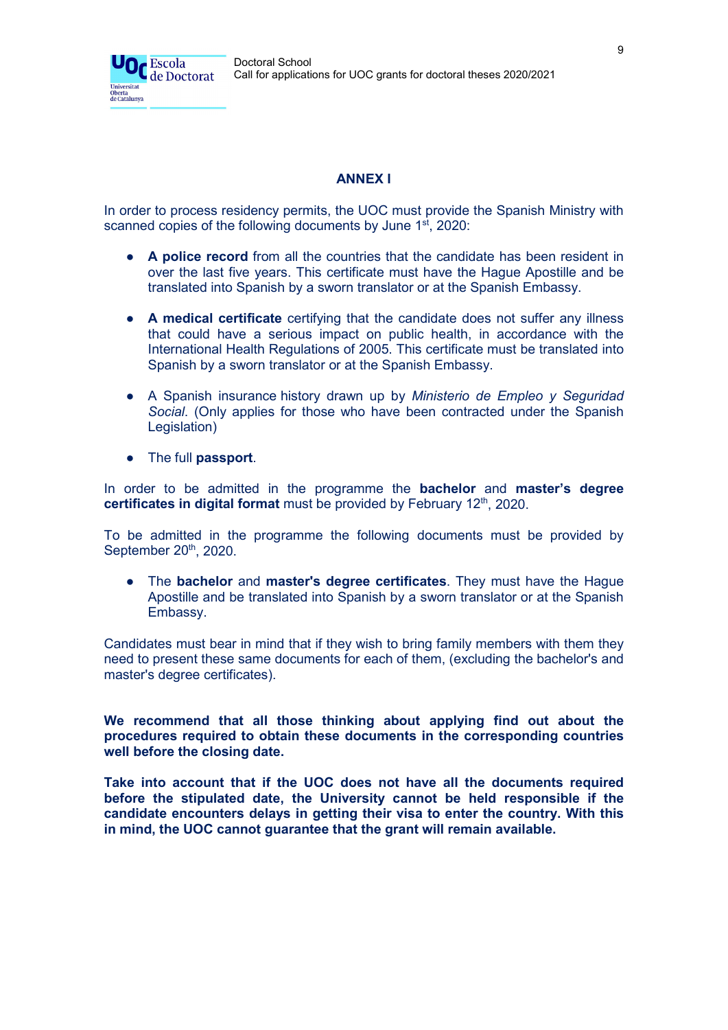## ANNEX I

In order to process residency permits, the UOC must provide the Spanish Ministry with scanned copies of the following documents by June 1st, 2020:

- **A police record** from all the countries that the candidate has been resident in over the last five years. This certificate must have the Hague Apostille and be translated into Spanish by a sworn translator or at the Spanish Embassy.
- **A medical certificate** certifying that the candidate does not suffer any illness that could have a serious impact on public health, in accordance with the International Health Regulations of 2005. This certificate must be translated into Spanish by a sworn translator or at the Spanish Embassy.
- A Spanish insurance history drawn up by *Ministerio de Empleo y Seguridad Social*. (Only applies for those who have been contracted under the Spanish Legislation)
- The full **passport**.

In order to be admitted in the programme the **bachelor** and **master's degree certificates in digital format** must be provided by February 12th, 2020.

To be admitted in the programme the following documents must be provided by September 20th, 2020.

- The **bachelor** and **master's degree certificates**. They must have the Hague Apostille and be translated into Spanish by a sworn translator or at the Spanish Embassy.

Candidates must bear in mind that if they wish to bring family members with them they need to present these same documents for each of them, (excluding the bachelor's and master's degree certificates).

**We recommend that all those thinking about applying find out about the procedures required to obtain these documents in the corresponding countries well before the closing date.**

**Take into account that if the UOC does not have all the documents required before the stipulated date, the University cannot be held responsible if the candidate encounters delays in getting their visa to enter the country. With this in mind, the UOC cannot guarantee that the grant will remain available.**